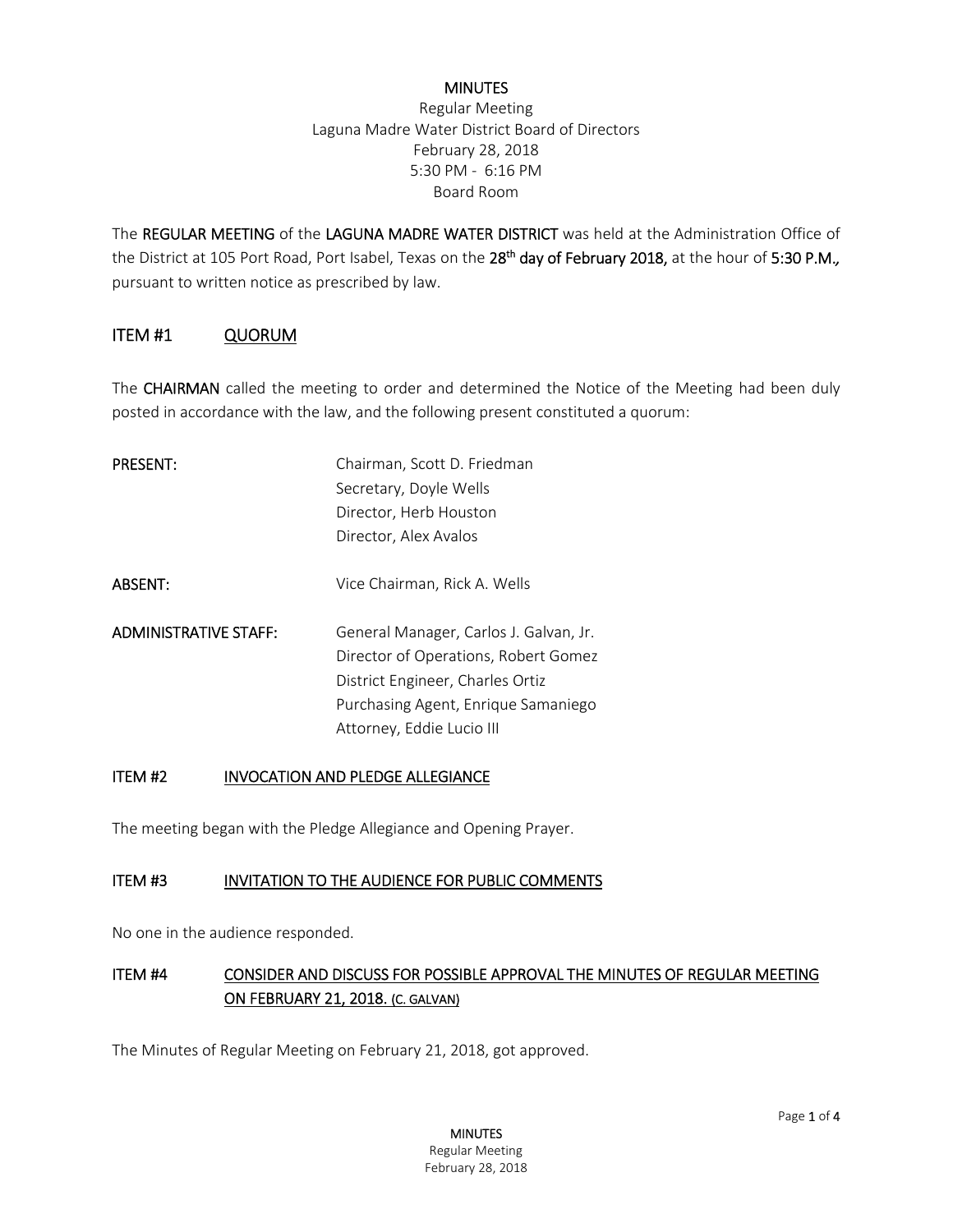# MINUTES

Regular Meeting
Laguna Madre Water District Board of Directors
February 28, 2018
5:30 PM - 6:16 PM
Board Room

The **REGULAR MEETING** of the **LAGUNA MADRE WATER DISTRICT** was held at the Administration Office of the District at 105 Port Road, Port Isabel, Texas on the **28th day of February 2018,** at the hour of **5:30 P.M.,** pursuant to written notice as prescribed by law.

## ITEM #1 QUORUM

The **CHAIRMAN** called the meeting to order and determined the Notice of the Meeting had been duly posted in accordance with the law, and the following present constituted a quorum:

**PRESENT:**
- Chairman, Scott D. Friedman
- Secretary, Doyle Wells
- Director, Herb Houston
- Director, Alex Avalos

**ABSENT:**
- Vice Chairman, Rick A. Wells

**ADMINISTRATIVE STAFF:**
- General Manager, Carlos J. Galvan, Jr.
- Director of Operations, Robert Gomez
- District Engineer, Charles Ortiz
- Purchasing Agent, Enrique Samaniego
- Attorney, Eddie Lucio III

### ITEM #2 INVOCATION AND PLEDGE ALLEGIANCE

The meeting began with the Pledge Allegiance and Opening Prayer.

### ITEM #3 INVITATION TO THE AUDIENCE FOR PUBLIC COMMENTS

No one in the audience responded.

### ITEM #4 CONSIDER AND DISCUSS FOR POSSIBLE APPROVAL THE MINUTES OF REGULAR MEETING ON FEBRUARY 21, 2018. (C. GALVAN)

The Minutes of Regular Meeting on February 21, 2018, got approved.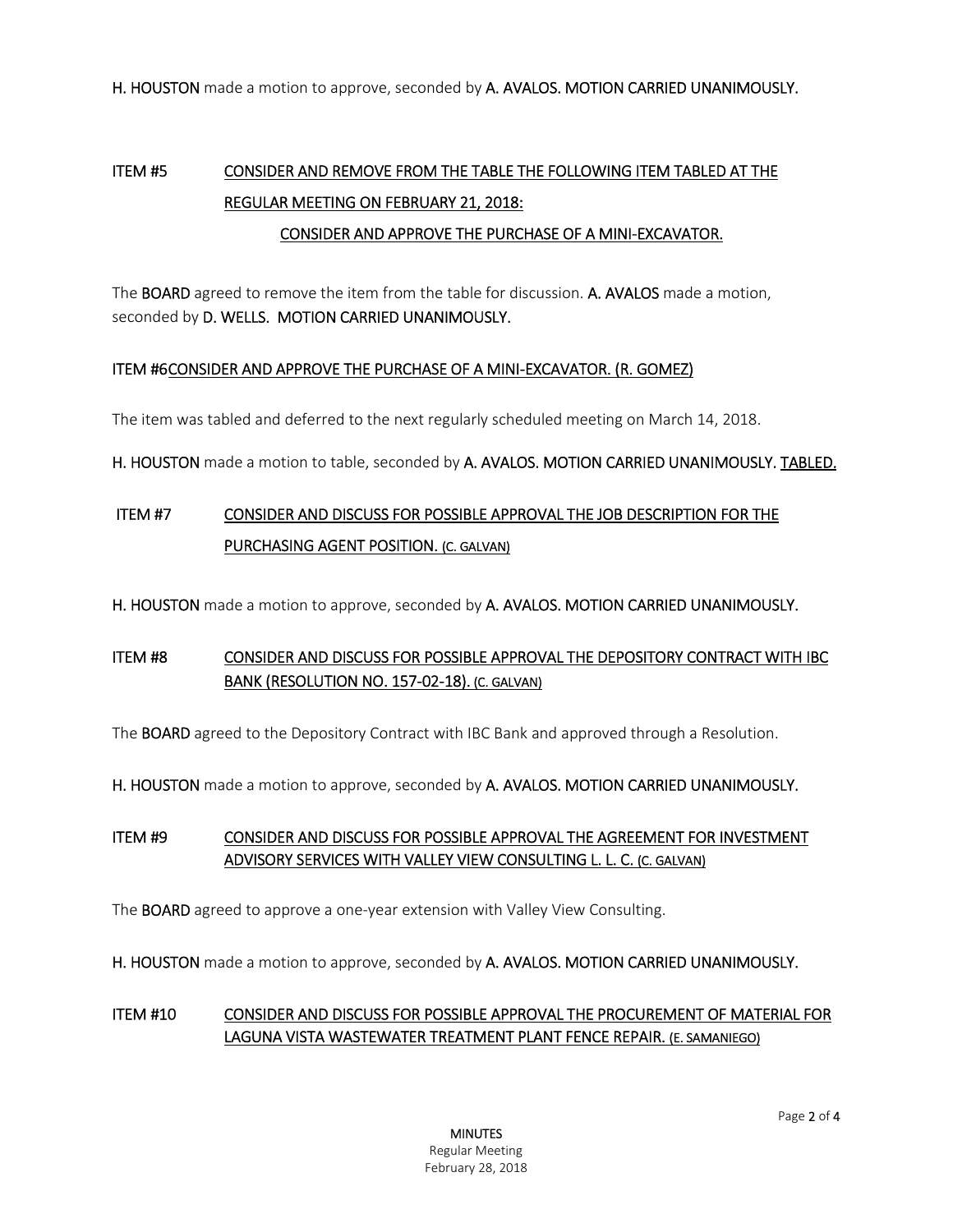**H. HOUSTON** made a motion to approve, seconded by **A. AVALOS. MOTION CARRIED UNANIMOUSLY.**

**ITEM #5** **CONSIDER AND REMOVE FROM THE TABLE THE FOLLOWING ITEM TABLED AT THE REGULAR MEETING ON FEBRUARY 21, 2018:**
**CONSIDER AND APPROVE THE PURCHASE OF A MINI-EXCAVATOR.**

The **BOARD** agreed to remove the item from the table for discussion. **A. AVALOS** made a motion, seconded by **D. WELLS. MOTION CARRIED UNANIMOUSLY.**

**ITEM #6 CONSIDER AND APPROVE THE PURCHASE OF A MINI-EXCAVATOR. (R. GOMEZ)**

The item was tabled and deferred to the next regularly scheduled meeting on March 14, 2018.

**H. HOUSTON** made a motion to table, seconded by **A. AVALOS. MOTION CARRIED UNANIMOUSLY. TABLED.**

**ITEM #7** **CONSIDER AND DISCUSS FOR POSSIBLE APPROVAL THE JOB DESCRIPTION FOR THE PURCHASING AGENT POSITION. (C. GALVAN)**

**H. HOUSTON** made a motion to approve, seconded by **A. AVALOS. MOTION CARRIED UNANIMOUSLY.**

**ITEM #8** **CONSIDER AND DISCUSS FOR POSSIBLE APPROVAL THE DEPOSITORY CONTRACT WITH IBC BANK (RESOLUTION NO. 157-02-18). (C. GALVAN)**

The **BOARD** agreed to the Depository Contract with IBC Bank and approved through a Resolution.

**H. HOUSTON** made a motion to approve, seconded by **A. AVALOS. MOTION CARRIED UNANIMOUSLY.**

**ITEM #9** **CONSIDER AND DISCUSS FOR POSSIBLE APPROVAL THE AGREEMENT FOR INVESTMENT ADVISORY SERVICES WITH VALLEY VIEW CONSULTING L. L. C. (C. GALVAN)**

The **BOARD** agreed to approve a one-year extension with Valley View Consulting.

**H. HOUSTON** made a motion to approve, seconded by **A. AVALOS. MOTION CARRIED UNANIMOUSLY.**

**ITEM #10** **CONSIDER AND DISCUSS FOR POSSIBLE APPROVAL THE PROCUREMENT OF MATERIAL FOR LAGUNA VISTA WASTEWATER TREATMENT PLANT FENCE REPAIR. (E. SAMANIEGO)**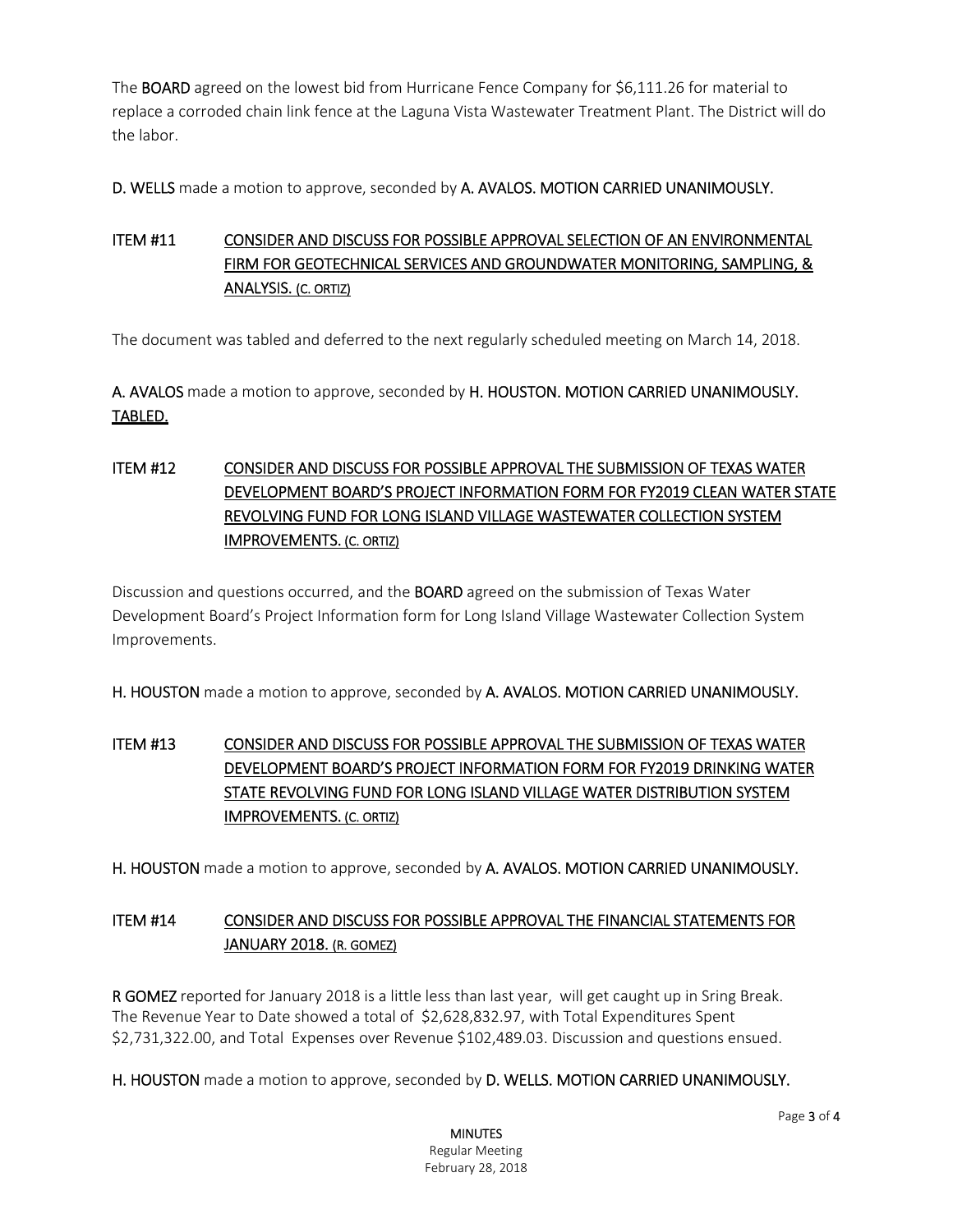The **BOARD** agreed on the lowest bid from Hurricane Fence Company for $6,111.26 for material to replace a corroded chain link fence at the Laguna Vista Wastewater Treatment Plant. The District will do the labor.

**D. WELLS** made a motion to approve, seconded by **A. AVALOS. MOTION CARRIED UNANIMOUSLY.**

**ITEM #11 CONSIDER AND DISCUSS FOR POSSIBLE APPROVAL SELECTION OF AN ENVIRONMENTAL FIRM FOR GEOTECHNICAL SERVICES AND GROUNDWATER MONITORING, SAMPLING, & ANALYSIS. (C. ORTIZ)**

The document was tabled and deferred to the next regularly scheduled meeting on March 14, 2018.

**A. AVALOS** made a motion to approve, seconded by **H. HOUSTON. MOTION CARRIED UNANIMOUSLY. TABLED.**

**ITEM #12 CONSIDER AND DISCUSS FOR POSSIBLE APPROVAL THE SUBMISSION OF TEXAS WATER DEVELOPMENT BOARD'S PROJECT INFORMATION FORM FOR FY2019 CLEAN WATER STATE REVOLVING FUND FOR LONG ISLAND VILLAGE WASTEWATER COLLECTION SYSTEM IMPROVEMENTS. (C. ORTIZ)**

Discussion and questions occurred, and the **BOARD** agreed on the submission of Texas Water Development Board's Project Information form for Long Island Village Wastewater Collection System Improvements.

**H. HOUSTON** made a motion to approve, seconded by **A. AVALOS. MOTION CARRIED UNANIMOUSLY.**

**ITEM #13 CONSIDER AND DISCUSS FOR POSSIBLE APPROVAL THE SUBMISSION OF TEXAS WATER DEVELOPMENT BOARD'S PROJECT INFORMATION FORM FOR FY2019 DRINKING WATER STATE REVOLVING FUND FOR LONG ISLAND VILLAGE WATER DISTRIBUTION SYSTEM IMPROVEMENTS. (C. ORTIZ)**

**H. HOUSTON** made a motion to approve, seconded by **A. AVALOS. MOTION CARRIED UNANIMOUSLY.**

**ITEM #14 CONSIDER AND DISCUSS FOR POSSIBLE APPROVAL THE FINANCIAL STATEMENTS FOR JANUARY 2018. (R. GOMEZ)**

**R GOMEZ** reported for January 2018 is a little less than last year, will get caught up in Sring Break. The Revenue Year to Date showed a total of $2,628,832.97, with Total Expenditures Spent $2,731,322.00, and Total Expenses over Revenue $102,489.03. Discussion and questions ensued.

**H. HOUSTON** made a motion to approve, seconded by **D. WELLS. MOTION CARRIED UNANIMOUSLY.**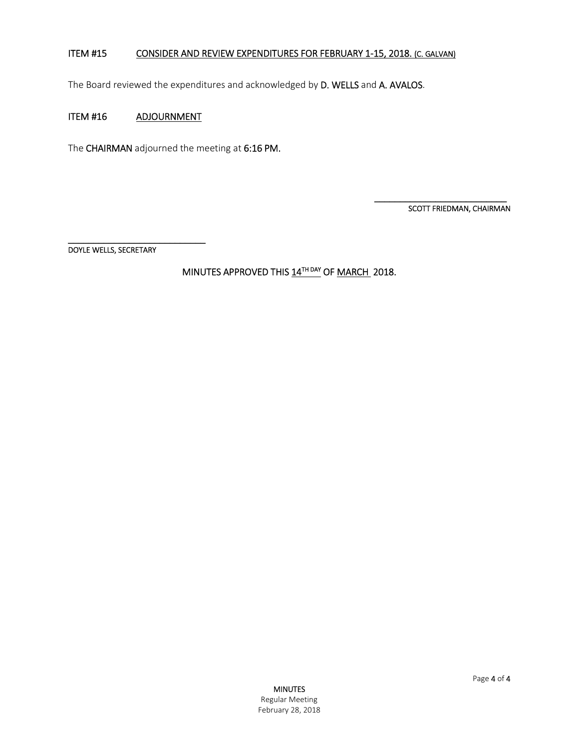### ITEM #15 CONSIDER AND REVIEW EXPENDITURES FOR FEBRUARY 1-15, 2018. (C. GALVAN)

The Board reviewed the expenditures and acknowledged by **D. WELLS** and **A. AVALOS**.

### ITEM #16 ADJOURNMENT

The **CHAIRMAN** adjourned the meeting at **6:16 PM.**

_____________________________
SCOTT FRIEDMAN, CHAIRMAN

_____________________________
DOYLE WELLS, SECRETARY

MINUTES APPROVED THIS 14TH DAY OF MARCH 2018.